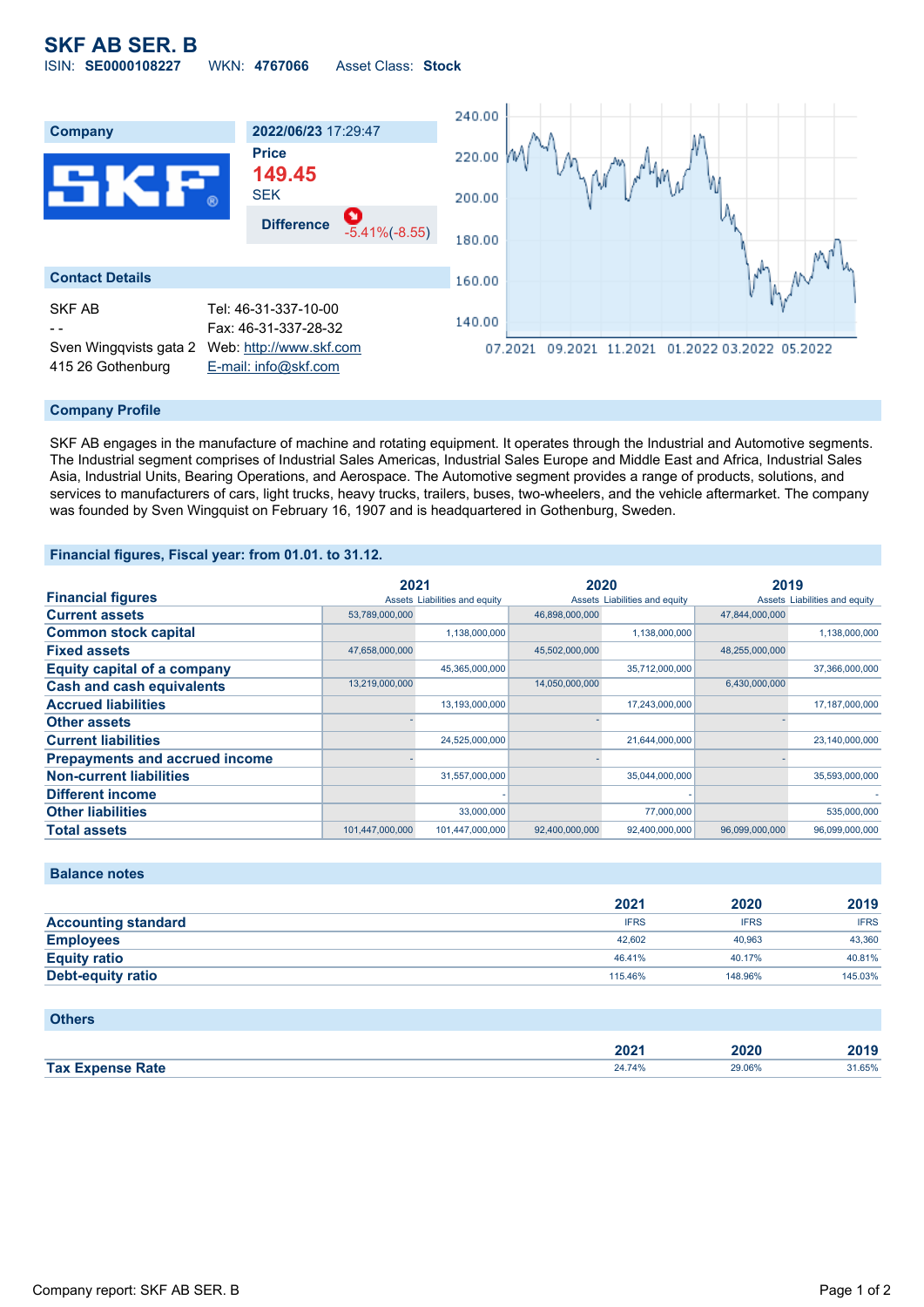# SKF AB SER. B

ISIN: **SE0000108227** WKN: **4767066** Asset Class: **Stock**

| Company | 2022/06/23 17:29:47 |
|---|---|
| | **Price** |
| | **149.45** |
| | SEK |
| | **Difference** -5.41%(-8.55) |

## Contact Details

| | |
|---|---|
| SKF AB | Tel: 46-31-337-10-00 |
| - - | Fax: 46-31-337-28-32 |
| Sven Wingqvists gata 2 | Web: http://www.skf.com |
| 415 26 Gothenburg | E-mail: info@skf.com |

## Company Profile

SKF AB engages in the manufacture of machine and rotating equipment. It operates through the Industrial and Automotive segments. The Industrial segment comprises of Industrial Sales Americas, Industrial Sales Europe and Middle East and Africa, Industrial Sales Asia, Industrial Units, Bearing Operations, and Aerospace. The Automotive segment provides a range of products, solutions, and services to manufacturers of cars, light trucks, heavy trucks, trailers, buses, two-wheelers, and the vehicle aftermarket. The company was founded by Sven Wingquist on February 16, 1907 and is headquartered in Gothenburg, Sweden.

## Financial figures, Fiscal year: from 01.01. to 31.12.

| Financial figures | 2021 | | 2020 | | 2019 | |
|---|---|---|---|---|---|---|
| | Assets | Liabilities and equity | Assets | Liabilities and equity | Assets | Liabilities and equity |
| Current assets | 53,789,000,000 | | 46,898,000,000 | | 47,844,000,000 | |
| Common stock capital | | 1,138,000,000 | | 1,138,000,000 | | 1,138,000,000 |
| Fixed assets | 47,658,000,000 | | 45,502,000,000 | | 48,255,000,000 | |
| Equity capital of a company | | 45,365,000,000 | | 35,712,000,000 | | 37,366,000,000 |
| Cash and cash equivalents | 13,219,000,000 | | 14,050,000,000 | | 6,430,000,000 | |
| Accrued liabilities | | 13,193,000,000 | | 17,243,000,000 | | 17,187,000,000 |
| Other assets | - | | - | | - | |
| Current liabilities | | 24,525,000,000 | | 21,644,000,000 | | 23,140,000,000 |
| Prepayments and accrued income | - | | - | | - | |
| Non-current liabilities | | 31,557,000,000 | | 35,044,000,000 | | 35,593,000,000 |
| Different income | | - | | - | | - |
| Other liabilities | | 33,000,000 | | 77,000,000 | | 535,000,000 |
| Total assets | 101,447,000,000 | 101,447,000,000 | 92,400,000,000 | 92,400,000,000 | 96,099,000,000 | 96,099,000,000 |

## Balance notes

| | 2021 | 2020 | 2019 |
|---|---|---|---|
| Accounting standard | IFRS | IFRS | IFRS |
| Employees | 42,602 | 40,963 | 43,360 |
| Equity ratio | 46.41% | 40.17% | 40.81% |
| Debt-equity ratio | 115.46% | 148.96% | 145.03% |

## Others

| | 2021 | 2020 | 2019 |
|---|---|---|---|
| Tax Expense Rate | 24.74% | 29.06% | 31.65% |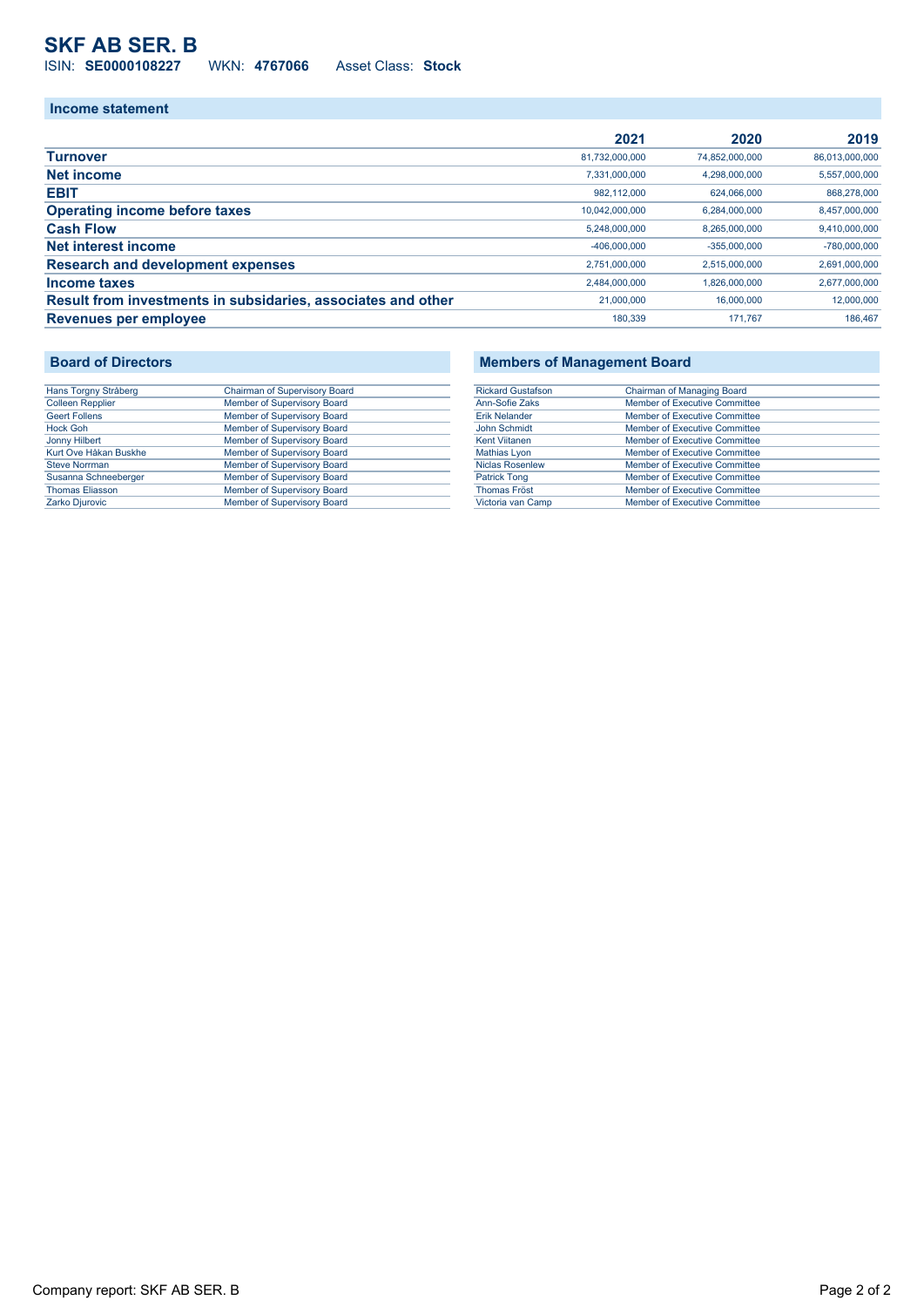# SKF AB SER. B

ISIN: **SE0000108227** WKN: **4767066** Asset Class: **Stock**

## Income statement

| | 2021 | 2020 | 2019 |
|---|---|---|---|
| **Turnover** | 81,732,000,000 | 74,852,000,000 | 86,013,000,000 |
| **Net income** | 7,331,000,000 | 4,298,000,000 | 5,557,000,000 |
| **EBIT** | 982,112,000 | 624,066,000 | 868,278,000 |
| **Operating income before taxes** | 10,042,000,000 | 6,284,000,000 | 8,457,000,000 |
| **Cash Flow** | 5,248,000,000 | 8,265,000,000 | 9,410,000,000 |
| **Net interest income** | -406,000,000 | -355,000,000 | -780,000,000 |
| **Research and development expenses** | 2,751,000,000 | 2,515,000,000 | 2,691,000,000 |
| **Income taxes** | 2,484,000,000 | 1,826,000,000 | 2,677,000,000 |
| **Result from investments in subsidaries, associates and other** | 21,000,000 | 16,000,000 | 12,000,000 |
| **Revenues per employee** | 180,339 | 171,767 | 186,467 |

## Board of Directors

| | |
|---|---|
| Hans Torgny Stråberg | Chairman of Supervisory Board |
| Colleen Repplier | Member of Supervisory Board |
| Geert Follens | Member of Supervisory Board |
| Hock Goh | Member of Supervisory Board |
| Jonny Hilbert | Member of Supervisory Board |
| Kurt Ove Håkan Buskhe | Member of Supervisory Board |
| Steve Norrman | Member of Supervisory Board |
| Susanna Schneeberger | Member of Supervisory Board |
| Thomas Eliasson | Member of Supervisory Board |
| Zarko Djurovic | Member of Supervisory Board |

## Members of Management Board

| | |
|---|---|
| Rickard Gustafson | Chairman of Managing Board |
| Ann-Sofie Zaks | Member of Executive Committee |
| Erik Nelander | Member of Executive Committee |
| John Schmidt | Member of Executive Committee |
| Kent Viitanen | Member of Executive Committee |
| Mathias Lyon | Member of Executive Committee |
| Niclas Rosenlew | Member of Executive Committee |
| Patrick Tong | Member of Executive Committee |
| Thomas Fröst | Member of Executive Committee |
| Victoria van Camp | Member of Executive Committee |